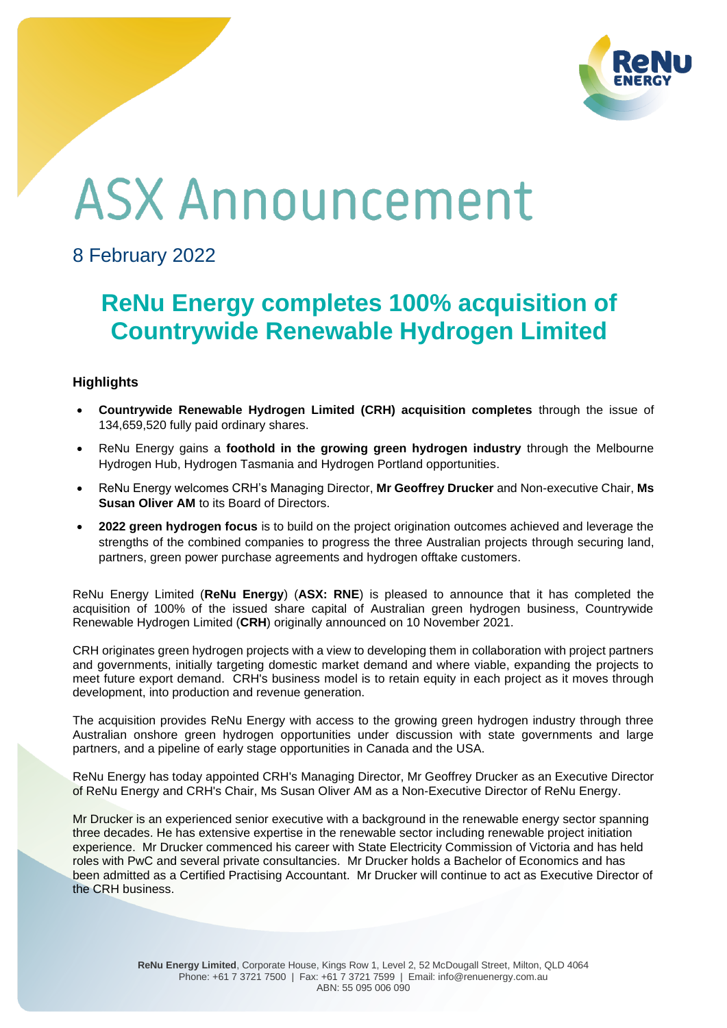# ASX Announcement

8 February 2022

## ReNu Energy completes 100% acquisition of Countrywide Renewable Hydrogen Limited

### Highlights

- **Countrywide Renewable Hydrogen Limited (CRH) acquisition completes** through the issue of 134,659,520 fully paid ordinary shares.
- ReNu Energy gains a **foothold in the growing green hydrogen industry** through the Melbourne Hydrogen Hub, Hydrogen Tasmania and Hydrogen Portland opportunities.
- ReNu Energy welcomes CRH's Managing Director, **Mr Geoffrey Drucker** and Non-executive Chair, **Ms Susan Oliver AM** to its Board of Directors.
- **2022 green hydrogen focus** is to build on the project origination outcomes achieved and leverage the strengths of the combined companies to progress the three Australian projects through securing land, partners, green power purchase agreements and hydrogen offtake customers.

ReNu Energy Limited (**ReNu Energy**) (**ASX: RNE**) is pleased to announce that it has completed the acquisition of 100% of the issued share capital of Australian green hydrogen business, Countrywide Renewable Hydrogen Limited (**CRH**) originally announced on 10 November 2021.

CRH originates green hydrogen projects with a view to developing them in collaboration with project partners and governments, initially targeting domestic market demand and where viable, expanding the projects to meet future export demand. CRH's business model is to retain equity in each project as it moves through development, into production and revenue generation.

The acquisition provides ReNu Energy with access to the growing green hydrogen industry through three Australian onshore green hydrogen opportunities under discussion with state governments and large partners, and a pipeline of early stage opportunities in Canada and the USA.

ReNu Energy has today appointed CRH's Managing Director, Mr Geoffrey Drucker as an Executive Director of ReNu Energy and CRH's Chair, Ms Susan Oliver AM as a Non-Executive Director of ReNu Energy.

Mr Drucker is an experienced senior executive with a background in the renewable energy sector spanning three decades. He has extensive expertise in the renewable sector including renewable project initiation experience. Mr Drucker commenced his career with State Electricity Commission of Victoria and has held roles with PwC and several private consultancies. Mr Drucker holds a Bachelor of Economics and has been admitted as a Certified Practising Accountant. Mr Drucker will continue to act as Executive Director of the CRH business.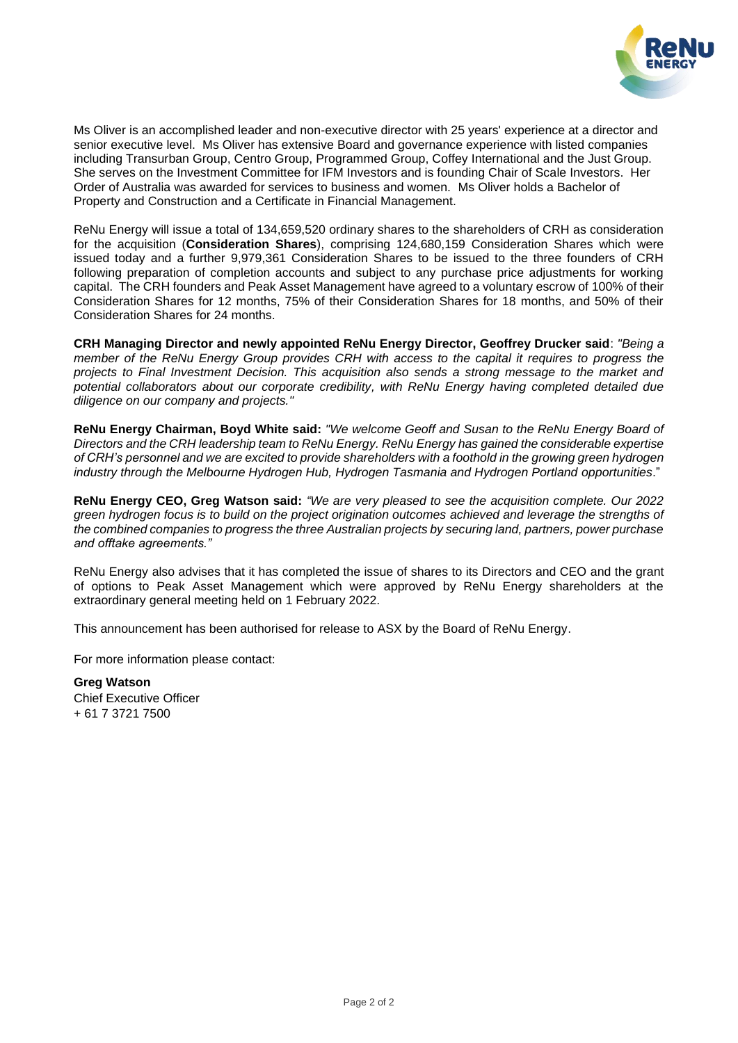Ms Oliver is an accomplished leader and non-executive director with 25 years' experience at a director and senior executive level. Ms Oliver has extensive Board and governance experience with listed companies including Transurban Group, Centro Group, Programmed Group, Coffey International and the Just Group. She serves on the Investment Committee for IFM Investors and is founding Chair of Scale Investors. Her Order of Australia was awarded for services to business and women. Ms Oliver holds a Bachelor of Property and Construction and a Certificate in Financial Management.

ReNu Energy will issue a total of 134,659,520 ordinary shares to the shareholders of CRH as consideration for the acquisition (**Consideration Shares**), comprising 124,680,159 Consideration Shares which were issued today and a further 9,979,361 Consideration Shares to be issued to the three founders of CRH following preparation of completion accounts and subject to any purchase price adjustments for working capital. The CRH founders and Peak Asset Management have agreed to a voluntary escrow of 100% of their Consideration Shares for 12 months, 75% of their Consideration Shares for 18 months, and 50% of their Consideration Shares for 24 months.

**CRH Managing Director and newly appointed ReNu Energy Director, Geoffrey Drucker said**: *"Being a member of the ReNu Energy Group provides CRH with access to the capital it requires to progress the projects to Final Investment Decision. This acquisition also sends a strong message to the market and potential collaborators about our corporate credibility, with ReNu Energy having completed detailed due diligence on our company and projects."*

**ReNu Energy Chairman, Boyd White said:** *"We welcome Geoff and Susan to the ReNu Energy Board of Directors and the CRH leadership team to ReNu Energy. ReNu Energy has gained the considerable expertise of CRH's personnel and we are excited to provide shareholders with a foothold in the growing green hydrogen industry through the Melbourne Hydrogen Hub, Hydrogen Tasmania and Hydrogen Portland opportunities*."

**ReNu Energy CEO, Greg Watson said:** *"We are very pleased to see the acquisition complete. Our 2022 green hydrogen focus is to build on the project origination outcomes achieved and leverage the strengths of the combined companies to progress the three Australian projects by securing land, partners, power purchase and offtake agreements."*

ReNu Energy also advises that it has completed the issue of shares to its Directors and CEO and the grant of options to Peak Asset Management which were approved by ReNu Energy shareholders at the extraordinary general meeting held on 1 February 2022.

This announcement has been authorised for release to ASX by the Board of ReNu Energy.

For more information please contact:

**Greg Watson**
Chief Executive Officer
+ 61 7 3721 7500